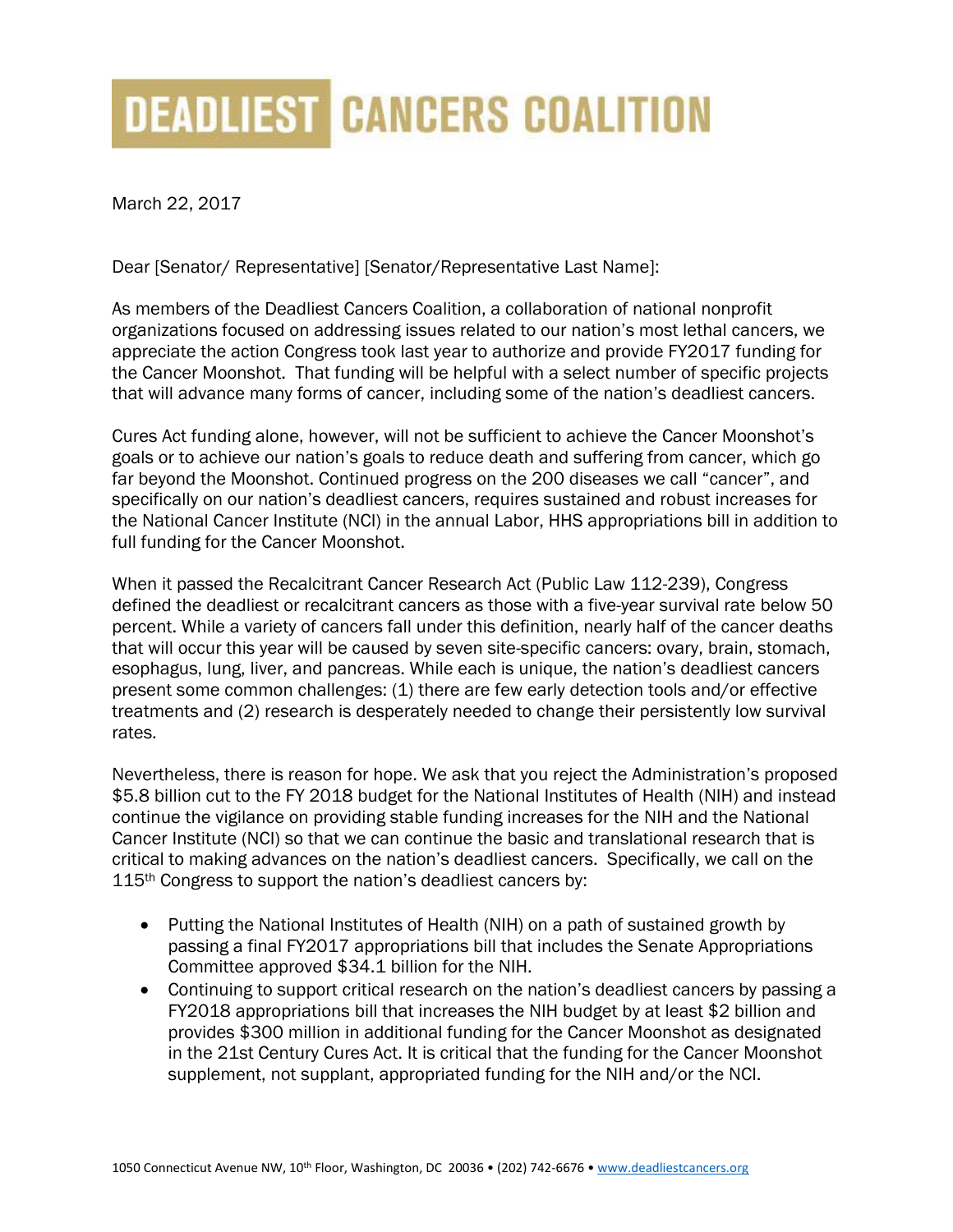# DEADLIEST CANCERS COALITION

March 22, 2017

Dear [Senator/ Representative] [Senator/Representative Last Name]:

As members of the Deadliest Cancers Coalition, a collaboration of national nonprofit organizations focused on addressing issues related to our nation's most lethal cancers, we appreciate the action Congress took last year to authorize and provide FY2017 funding for the Cancer Moonshot. That funding will be helpful with a select number of specific projects that will advance many forms of cancer, including some of the nation's deadliest cancers.

Cures Act funding alone, however, will not be sufficient to achieve the Cancer Moonshot's goals or to achieve our nation's goals to reduce death and suffering from cancer, which go far beyond the Moonshot. Continued progress on the 200 diseases we call "cancer", and specifically on our nation's deadliest cancers, requires sustained and robust increases for the National Cancer Institute (NCI) in the annual Labor, HHS appropriations bill in addition to full funding for the Cancer Moonshot.

When it passed the Recalcitrant Cancer Research Act (Public Law 112-239), Congress defined the deadliest or recalcitrant cancers as those with a five-year survival rate below 50 percent. While a variety of cancers fall under this definition, nearly half of the cancer deaths that will occur this year will be caused by seven site-specific cancers: ovary, brain, stomach, esophagus, lung, liver, and pancreas. While each is unique, the nation's deadliest cancers present some common challenges: (1) there are few early detection tools and/or effective treatments and (2) research is desperately needed to change their persistently low survival rates.

Nevertheless, there is reason for hope. We ask that you reject the Administration's proposed $5.8 billion cut to the FY 2018 budget for the National Institutes of Health (NIH) and instead continue the vigilance on providing stable funding increases for the NIH and the National Cancer Institute (NCI) so that we can continue the basic and translational research that is critical to making advances on the nation's deadliest cancers. Specifically, we call on the 115th Congress to support the nation's deadliest cancers by:

- Putting the National Institutes of Health (NIH) on a path of sustained growth by passing a final FY2017 appropriations bill that includes the Senate Appropriations Committee approved $34.1 billion for the NIH.
- Continuing to support critical research on the nation's deadliest cancers by passing a FY2018 appropriations bill that increases the NIH budget by at least $2 billion and provides $300 million in additional funding for the Cancer Moonshot as designated in the 21st Century Cures Act. It is critical that the funding for the Cancer Moonshot supplement, not supplant, appropriated funding for the NIH and/or the NCI.

1050 Connecticut Avenue NW, 10th Floor, Washington, DC 20036 • (202) 742-6676 • www.deadliestcancers.org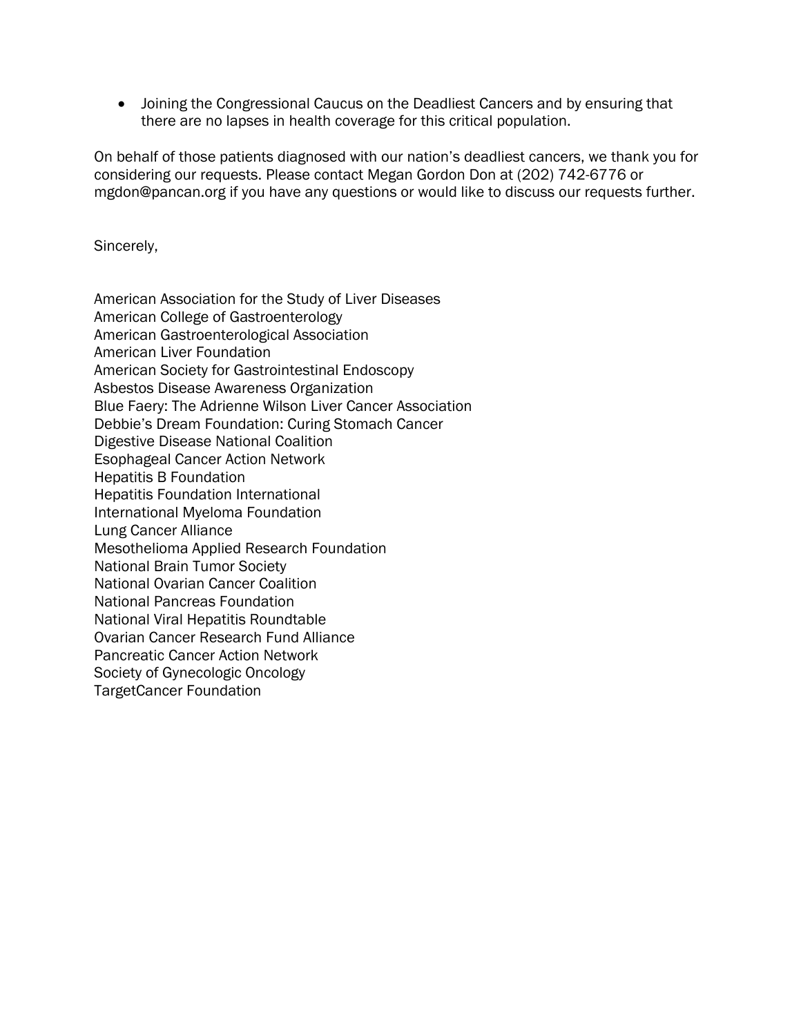- Joining the Congressional Caucus on the Deadliest Cancers and by ensuring that there are no lapses in health coverage for this critical population.

On behalf of those patients diagnosed with our nation's deadliest cancers, we thank you for considering our requests. Please contact Megan Gordon Don at (202) 742-6776 or mgdon@pancan.org if you have any questions or would like to discuss our requests further.

Sincerely,

American Association for the Study of Liver Diseases
American College of Gastroenterology
American Gastroenterological Association
American Liver Foundation
American Society for Gastrointestinal Endoscopy
Asbestos Disease Awareness Organization
Blue Faery: The Adrienne Wilson Liver Cancer Association
Debbie's Dream Foundation: Curing Stomach Cancer
Digestive Disease National Coalition
Esophageal Cancer Action Network
Hepatitis B Foundation
Hepatitis Foundation International
International Myeloma Foundation
Lung Cancer Alliance
Mesothelioma Applied Research Foundation
National Brain Tumor Society
National Ovarian Cancer Coalition
National Pancreas Foundation
National Viral Hepatitis Roundtable
Ovarian Cancer Research Fund Alliance
Pancreatic Cancer Action Network
Society of Gynecologic Oncology
TargetCancer Foundation